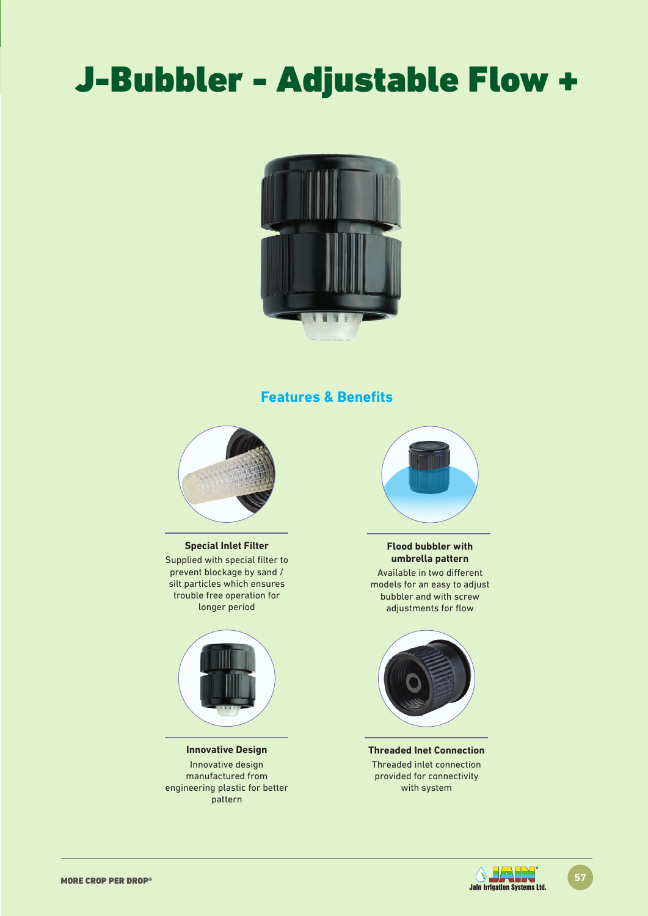# J-Bubbler - Adjustable Flow +

## Features & Benefits

**Special Inlet Filter**

Supplied with special filter to prevent blockage by sand / silt particles which ensures trouble free operation for longer period

**Flood bubbler with umbrella pattern**

Available in two different models for an easy to adjust bubbler and with screw adjustments for flow

**Innovative Design**

Innovative design manufactured from engineering plastic for better pattern

**Threaded Inet Connection**

Threaded inlet connection provided for connectivity with system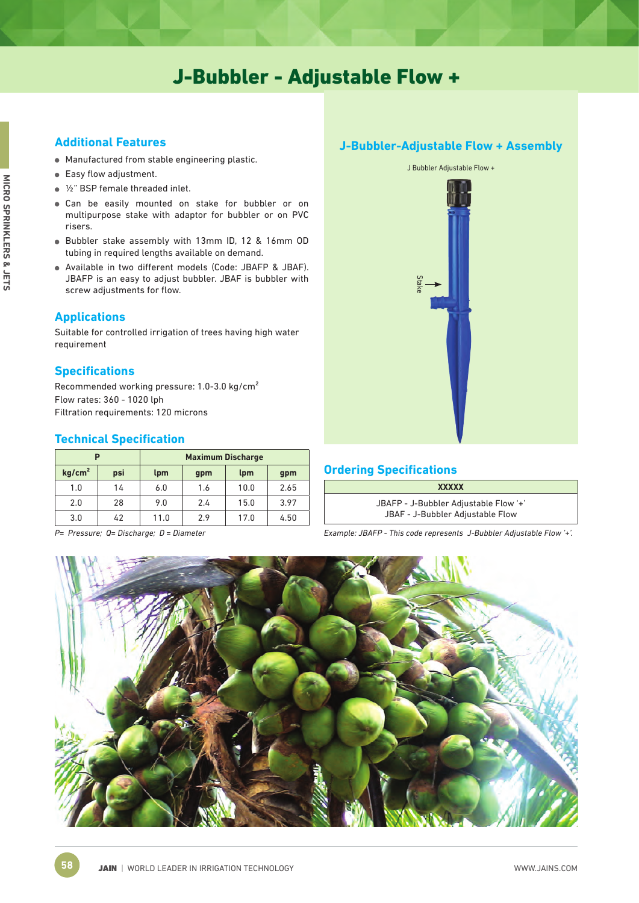# J-Bubbler - Adjustable Flow +

## Additional Features

- Manufactured from stable engineering plastic.
- Easy flow adjustment.
- ½" BSP female threaded inlet.
- Can be easily mounted on stake for bubbler or on multipurpose stake with adaptor for bubbler or on PVC risers.
- Bubbler stake assembly with 13mm ID, 12 & 16mm OD tubing in required lengths available on demand.
- Available in two different models (Code: JBAFP & JBAF). JBAFP is an easy to adjust bubbler. JBAF is bubbler with screw adjustments for flow.

## Applications

Suitable for controlled irrigation of trees having high water requirement

## Specifications

Recommended working pressure: 1.0-3.0 kg/cm$^2$
Flow rates: 360 - 1020 lph
Filtration requirements: 120 microns

## Technical Specification

| P | | Maximum Discharge | | | |
|---|---|---|---|---|---|
| kg/cm$^2$ | psi | lpm | gpm | lpm | gpm |
| 1.0 | 14 | 6.0 | 1.6 | 10.0 | 2.65 |
| 2.0 | 28 | 9.0 | 2.4 | 15.0 | 3.97 |
| 3.0 | 42 | 11.0 | 2.9 | 17.0 | 4.50 |

*P= Pressure; Q= Discharge; D = Diameter*

## J-Bubbler-Adjustable Flow + Assembly

J Bubbler Adjustable Flow +

Stake

## Ordering Specifications

| XXXXX |
|---|
| JBAFP - J-Bubbler Adjustable Flow '+'<br>JBAF - J-Bubbler Adjustable Flow |

*Example: JBAFP - This code represents J-Bubbler Adjustable Flow '+'.*